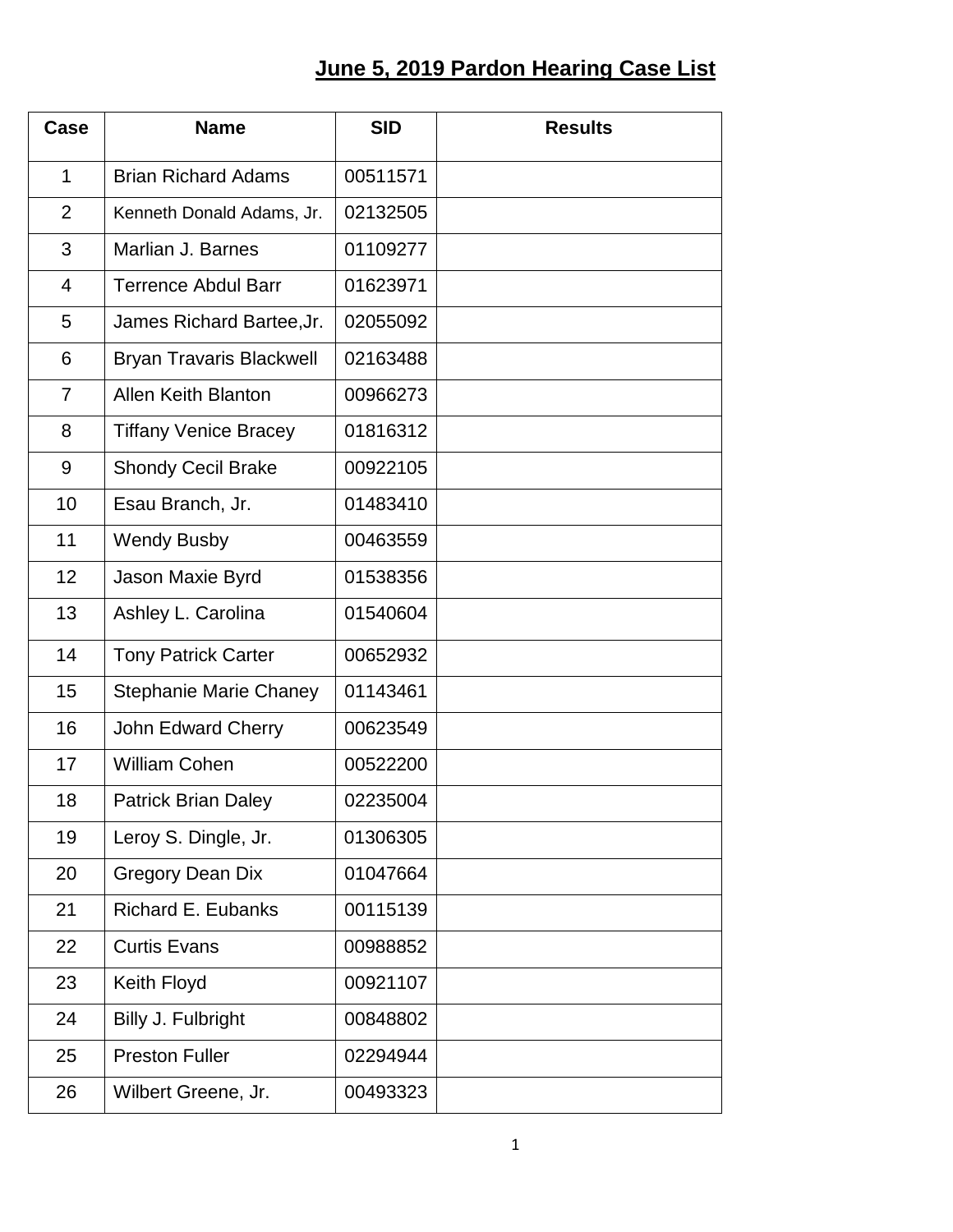# June 5, 2019 Pardon Hearing Case List

| Case | Name | SID | Results |
| --- | --- | --- | --- |
| 1 | Brian Richard Adams | 00511571 | |
| 2 | Kenneth Donald Adams, Jr. | 02132505 | |
| 3 | Marlian J. Barnes | 01109277 | |
| 4 | Terrence Abdul Barr | 01623971 | |
| 5 | James Richard Bartee,Jr. | 02055092 | |
| 6 | Bryan Travaris Blackwell | 02163488 | |
| 7 | Allen Keith Blanton | 00966273 | |
| 8 | Tiffany Venice Bracey | 01816312 | |
| 9 | Shondy Cecil Brake | 00922105 | |
| 10 | Esau Branch, Jr. | 01483410 | |
| 11 | Wendy Busby | 00463559 | |
| 12 | Jason Maxie Byrd | 01538356 | |
| 13 | Ashley L. Carolina | 01540604 | |
| 14 | Tony Patrick Carter | 00652932 | |
| 15 | Stephanie Marie Chaney | 01143461 | |
| 16 | John Edward Cherry | 00623549 | |
| 17 | William Cohen | 00522200 | |
| 18 | Patrick Brian Daley | 02235004 | |
| 19 | Leroy S. Dingle, Jr. | 01306305 | |
| 20 | Gregory Dean Dix | 01047664 | |
| 21 | Richard E. Eubanks | 00115139 | |
| 22 | Curtis Evans | 00988852 | |
| 23 | Keith Floyd | 00921107 | |
| 24 | Billy J. Fulbright | 00848802 | |
| 25 | Preston Fuller | 02294944 | |
| 26 | Wilbert Greene, Jr. | 00493323 | |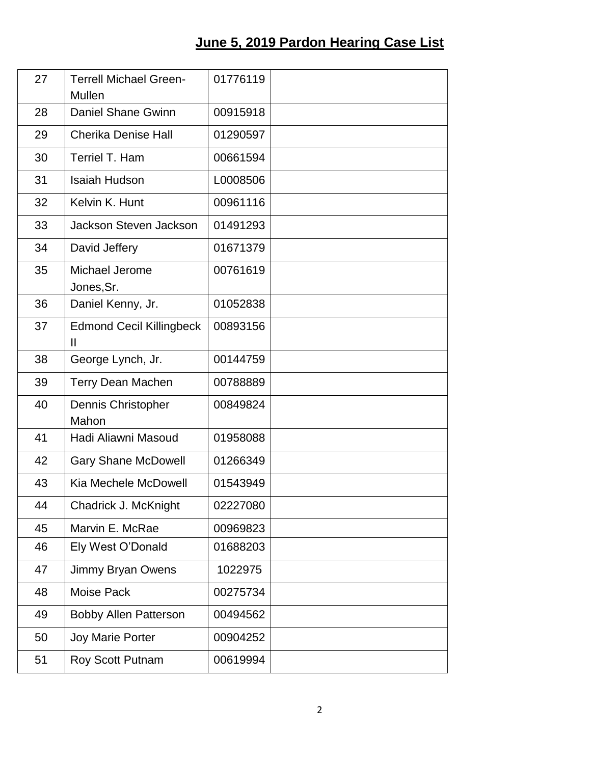## June 5, 2019 Pardon Hearing Case List

| | | | |
|---|---|---|---|
| 27 | Terrell Michael Green-Mullen | 01776119 | |
| 28 | Daniel Shane Gwinn | 00915918 | |
| 29 | Cherika Denise Hall | 01290597 | |
| 30 | Terriel T. Ham | 00661594 | |
| 31 | Isaiah Hudson | L0008506 | |
| 32 | Kelvin K. Hunt | 00961116 | |
| 33 | Jackson Steven Jackson | 01491293 | |
| 34 | David Jeffery | 01671379 | |
| 35 | Michael Jerome Jones,Sr. | 00761619 | |
| 36 | Daniel Kenny, Jr. | 01052838 | |
| 37 | Edmond Cecil Killingbeck II | 00893156 | |
| 38 | George Lynch, Jr. | 00144759 | |
| 39 | Terry Dean Machen | 00788889 | |
| 40 | Dennis Christopher Mahon | 00849824 | |
| 41 | Hadi Aliawni Masoud | 01958088 | |
| 42 | Gary Shane McDowell | 01266349 | |
| 43 | Kia Mechele McDowell | 01543949 | |
| 44 | Chadrick J. McKnight | 02227080 | |
| 45 | Marvin E. McRae | 00969823 | |
| 46 | Ely West O'Donald | 01688203 | |
| 47 | Jimmy Bryan Owens | 1022975 | |
| 48 | Moise Pack | 00275734 | |
| 49 | Bobby Allen Patterson | 00494562 | |
| 50 | Joy Marie Porter | 00904252 | |
| 51 | Roy Scott Putnam | 00619994 | |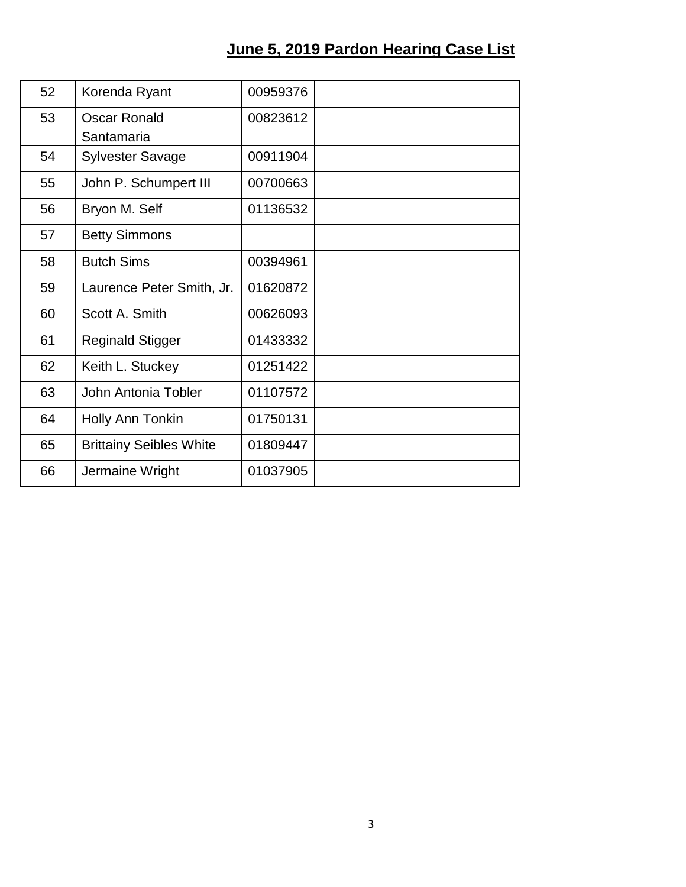## June 5, 2019 Pardon Hearing Case List

| | | | |
|---|---|---|---|
| 52 | Korenda Ryant | 00959376 | |
| 53 | Oscar Ronald Santamaria | 00823612 | |
| 54 | Sylvester Savage | 00911904 | |
| 55 | John P. Schumpert III | 00700663 | |
| 56 | Bryon M. Self | 01136532 | |
| 57 | Betty Simmons | | |
| 58 | Butch Sims | 00394961 | |
| 59 | Laurence Peter Smith, Jr. | 01620872 | |
| 60 | Scott A. Smith | 00626093 | |
| 61 | Reginald Stigger | 01433332 | |
| 62 | Keith L. Stuckey | 01251422 | |
| 63 | John Antonia Tobler | 01107572 | |
| 64 | Holly Ann Tonkin | 01750131 | |
| 65 | Brittainy Seibles White | 01809447 | |
| 66 | Jermaine Wright | 01037905 | |